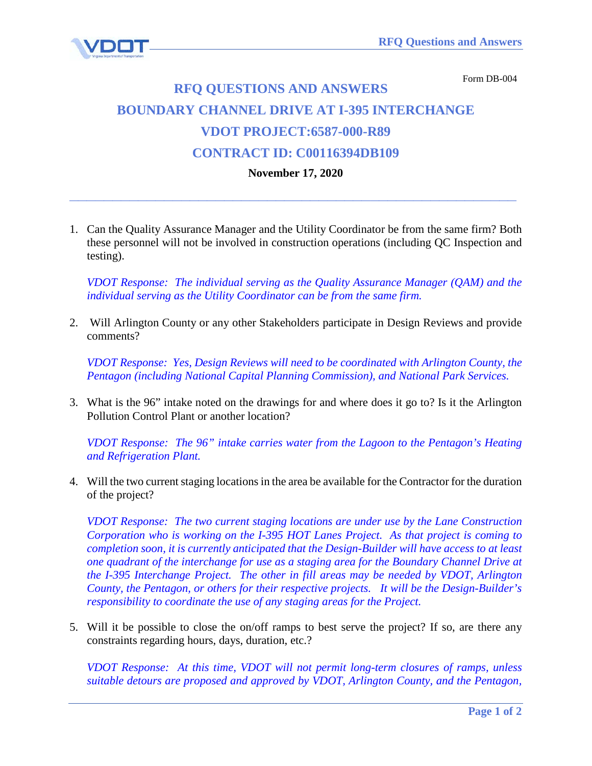Form DB-004

# RFQ QUESTIONS AND ANSWERS
# BOUNDARY CHANNEL DRIVE AT I-395 INTERCHANGE
# VDOT PROJECT:6587-000-R89
# CONTRACT ID: C00116394DB109

**November 17, 2020**

---

1. Can the Quality Assurance Manager and the Utility Coordinator be from the same firm? Both these personnel will not be involved in construction operations (including QC Inspection and testing).

   *VDOT Response: The individual serving as the Quality Assurance Manager (QAM) and the individual serving as the Utility Coordinator can be from the same firm.*

2. Will Arlington County or any other Stakeholders participate in Design Reviews and provide comments?

   *VDOT Response: Yes, Design Reviews will need to be coordinated with Arlington County, the Pentagon (including National Capital Planning Commission), and National Park Services.*

3. What is the 96" intake noted on the drawings for and where does it go to? Is it the Arlington Pollution Control Plant or another location?

   *VDOT Response: The 96" intake carries water from the Lagoon to the Pentagon's Heating and Refrigeration Plant.*

4. Will the two current staging locations in the area be available for the Contractor for the duration of the project?

   *VDOT Response: The two current staging locations are under use by the Lane Construction Corporation who is working on the I-395 HOT Lanes Project. As that project is coming to completion soon, it is currently anticipated that the Design-Builder will have access to at least one quadrant of the interchange for use as a staging area for the Boundary Channel Drive at the I-395 Interchange Project. The other in fill areas may be needed by VDOT, Arlington County, the Pentagon, or others for their respective projects. It will be the Design-Builder's responsibility to coordinate the use of any staging areas for the Project.*

5. Will it be possible to close the on/off ramps to best serve the project? If so, are there any constraints regarding hours, days, duration, etc.?

   *VDOT Response: At this time, VDOT will not permit long-term closures of ramps, unless suitable detours are proposed and approved by VDOT, Arlington County, and the Pentagon,*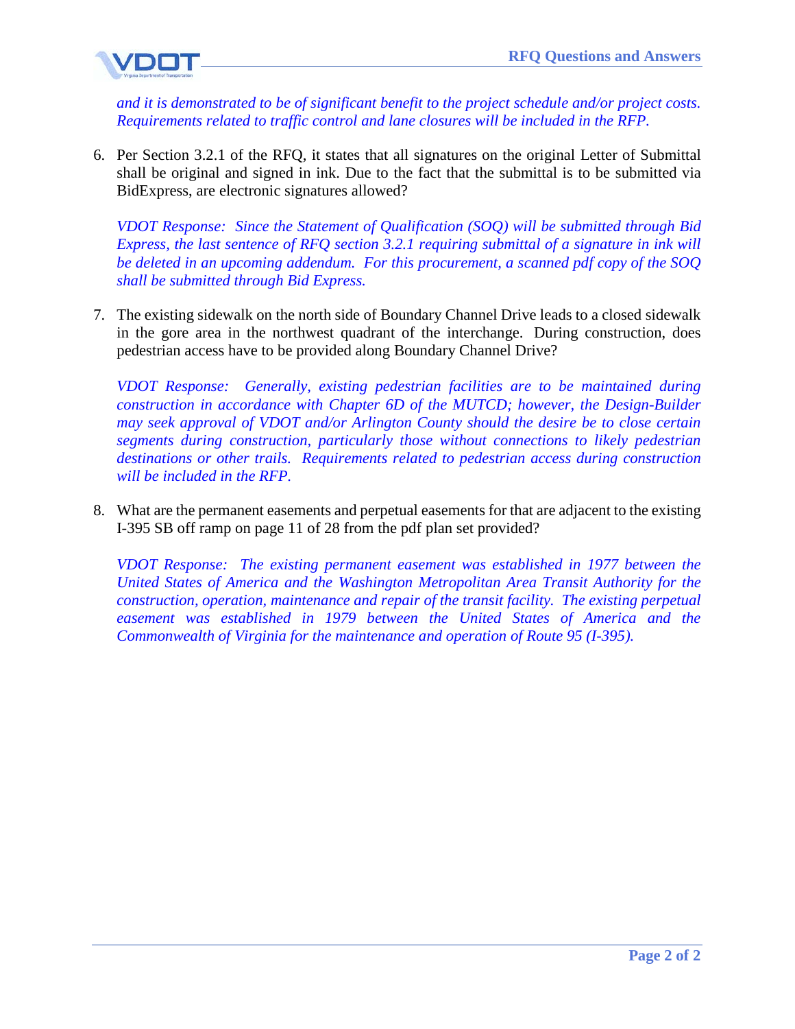*and it is demonstrated to be of significant benefit to the project schedule and/or project costs. Requirements related to traffic control and lane closures will be included in the RFP.*

6. Per Section 3.2.1 of the RFQ, it states that all signatures on the original Letter of Submittal shall be original and signed in ink. Due to the fact that the submittal is to be submitted via BidExpress, are electronic signatures allowed?

   *VDOT Response: Since the Statement of Qualification (SOQ) will be submitted through Bid Express, the last sentence of RFQ section 3.2.1 requiring submittal of a signature in ink will be deleted in an upcoming addendum. For this procurement, a scanned pdf copy of the SOQ shall be submitted through Bid Express.*

7. The existing sidewalk on the north side of Boundary Channel Drive leads to a closed sidewalk in the gore area in the northwest quadrant of the interchange. During construction, does pedestrian access have to be provided along Boundary Channel Drive?

   *VDOT Response: Generally, existing pedestrian facilities are to be maintained during construction in accordance with Chapter 6D of the MUTCD; however, the Design-Builder may seek approval of VDOT and/or Arlington County should the desire be to close certain segments during construction, particularly those without connections to likely pedestrian destinations or other trails. Requirements related to pedestrian access during construction will be included in the RFP.*

8. What are the permanent easements and perpetual easements for that are adjacent to the existing I-395 SB off ramp on page 11 of 28 from the pdf plan set provided?

   *VDOT Response: The existing permanent easement was established in 1977 between the United States of America and the Washington Metropolitan Area Transit Authority for the construction, operation, maintenance and repair of the transit facility. The existing perpetual easement was established in 1979 between the United States of America and the Commonwealth of Virginia for the maintenance and operation of Route 95 (I-395).*